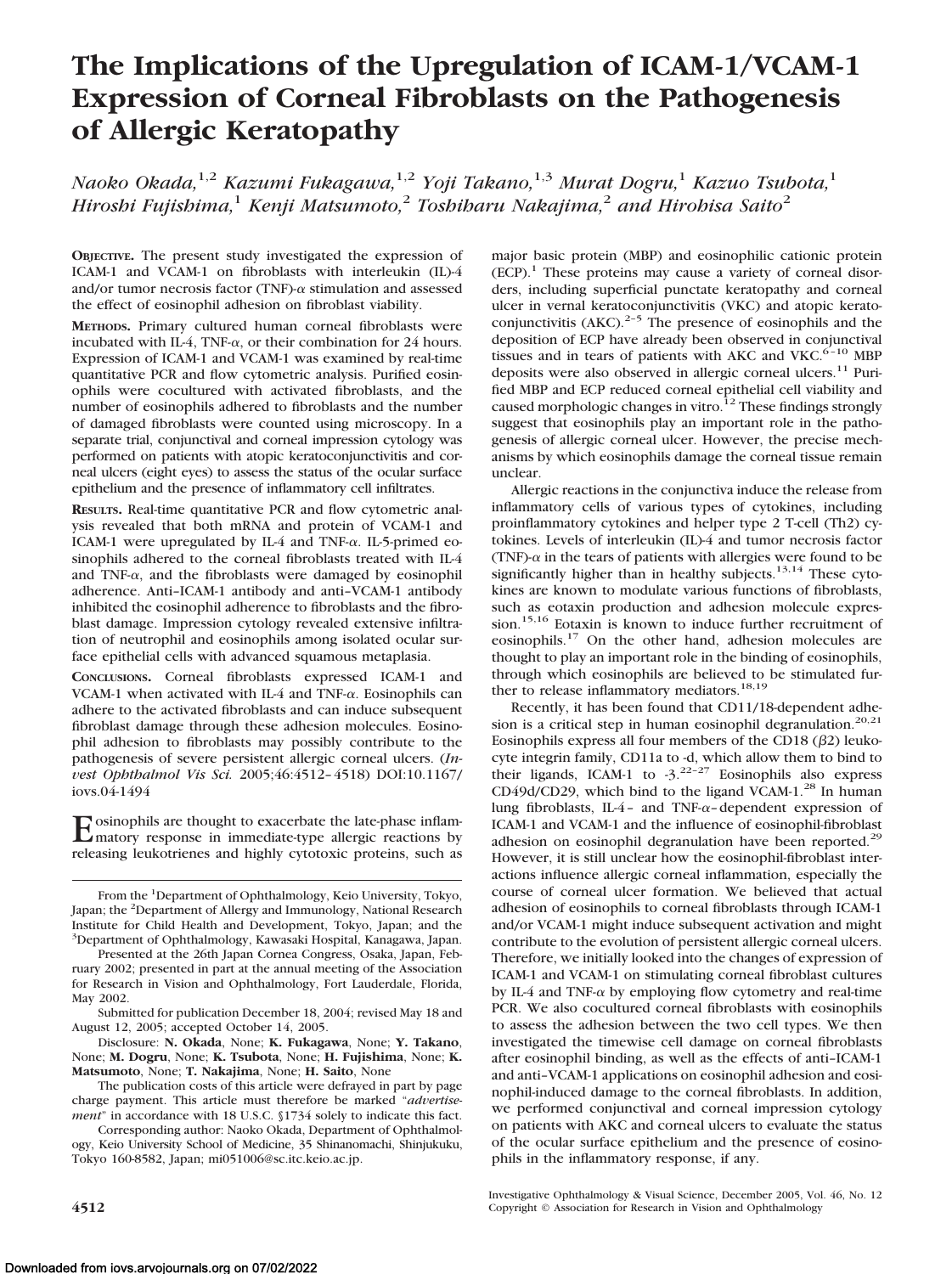# The Implications of the Upregulation of ICAM-1/VCAM-1 Expression of Corneal Fibroblasts on the Pathogenesis of Allergic Keratopathy

*Naoko Okada,*[1,2] *Kazumi Fukagawa,*[1,2] *Yoji Takano,*[1,3] *Murat Dogru,*[1] *Kazuo Tsubota,*[1] *Hiroshi Fujishima,*[1] *Kenji Matsumoto,*[2] *Toshiharu Nakajima,*[2] *and Hirohisa Saito*[2]

**OBJECTIVE.** The present study investigated the expression of ICAM-1 and VCAM-1 on fibroblasts with interleukin (IL)-4 and/or tumor necrosis factor (TNF)-α stimulation and assessed the effect of eosinophil adhesion on fibroblast viability.

**METHODS.** Primary cultured human corneal fibroblasts were incubated with IL-4, TNF-α, or their combination for 24 hours. Expression of ICAM-1 and VCAM-1 was examined by real-time quantitative PCR and flow cytometric analysis. Purified eosinophils were cocultured with activated fibroblasts, and the number of eosinophils adhered to fibroblasts and the number of damaged fibroblasts were counted using microscopy. In a separate trial, conjunctival and corneal impression cytology was performed on patients with atopic keratoconjunctivitis and corneal ulcers (eight eyes) to assess the status of the ocular surface epithelium and the presence of inflammatory cell infiltrates.

**RESULTS.** Real-time quantitative PCR and flow cytometric analysis revealed that both mRNA and protein of VCAM-1 and ICAM-1 were upregulated by IL-4 and TNF-α. IL-5-primed eosinophils adhered to the corneal fibroblasts treated with IL-4 and TNF-α, and the fibroblasts were damaged by eosinophil adherence. Anti–ICAM-1 antibody and anti–VCAM-1 antibody inhibited the eosinophil adherence to fibroblasts and the fibroblast damage. Impression cytology revealed extensive infiltration of neutrophil and eosinophils among isolated ocular surface epithelial cells with advanced squamous metaplasia.

**CONCLUSIONS.** Corneal fibroblasts expressed ICAM-1 and VCAM-1 when activated with IL-4 and TNF-α. Eosinophils can adhere to the activated fibroblasts and can induce subsequent fibroblast damage through these adhesion molecules. Eosinophil adhesion to fibroblasts may possibly contribute to the pathogenesis of severe persistent allergic corneal ulcers. (*Invest Ophthalmol Vis Sci.* 2005;46:4512–4518) DOI:10.1167/iovs.04-1494

Eosinophils are thought to exacerbate the late-phase inflammatory response in immediate-type allergic reactions by releasing leukotrienes and highly cytotoxic proteins, such as major basic protein (MBP) and eosinophilic cationic protein (ECP).[1] These proteins may cause a variety of corneal disorders, including superficial punctate keratopathy and corneal ulcer in vernal keratoconjunctivitis (VKC) and atopic keratoconjunctivitis (AKC).[2–5] The presence of eosinophils and the deposition of ECP have already been observed in conjunctival tissues and in tears of patients with AKC and VKC.[6–10] MBP deposits were also observed in allergic corneal ulcers.[11] Purified MBP and ECP reduced corneal epithelial cell viability and caused morphologic changes in vitro.[12] These findings strongly suggest that eosinophils play an important role in the pathogenesis of allergic corneal ulcer. However, the precise mechanisms by which eosinophils damage the corneal tissue remain unclear.

Allergic reactions in the conjunctiva induce the release from inflammatory cells of various types of cytokines, including proinflammatory cytokines and helper type 2 T-cell (Th2) cytokines. Levels of interleukin (IL)-4 and tumor necrosis factor (TNF)-α in the tears of patients with allergies were found to be significantly higher than in healthy subjects.[13,14] These cytokines are known to modulate various functions of fibroblasts, such as eotaxin production and adhesion molecule expression.[15,16] Eotaxin is known to induce further recruitment of eosinophils.[17] On the other hand, adhesion molecules are thought to play an important role in the binding of eosinophils, through which eosinophils are believed to be stimulated further to release inflammatory mediators.[18,19]

Recently, it has been found that CD11/18-dependent adhesion is a critical step in human eosinophil degranulation.[20,21] Eosinophils express all four members of the CD18 (β2) leukocyte integrin family, CD11a to -d, which allow them to bind to their ligands, ICAM-1 to -3.[22–27] Eosinophils also express CD49d/CD29, which bind to the ligand VCAM-1.[28] In human lung fibroblasts, IL-4– and TNF-α–dependent expression of ICAM-1 and VCAM-1 and the influence of eosinophil-fibroblast adhesion on eosinophil degranulation have been reported.[29] However, it is still unclear how the eosinophil-fibroblast interactions influence allergic corneal inflammation, especially the course of corneal ulcer formation. We believed that actual adhesion of eosinophils to corneal fibroblasts through ICAM-1 and/or VCAM-1 might induce subsequent activation and might contribute to the evolution of persistent allergic corneal ulcers. Therefore, we initially looked into the changes of expression of ICAM-1 and VCAM-1 on stimulating corneal fibroblast cultures by IL-4 and TNF-α by employing flow cytometry and real-time PCR. We also cocultured corneal fibroblasts with eosinophils to assess the adhesion between the two cell types. We then investigated the timewise cell damage on corneal fibroblasts after eosinophil binding, as well as the effects of anti–ICAM-1 and anti–VCAM-1 applications on eosinophil adhesion and eosinophil-induced damage to the corneal fibroblasts. In addition, we performed conjunctival and corneal impression cytology on patients with AKC and corneal ulcers to evaluate the status of the ocular surface epithelium and the presence of eosinophils in the inflammatory response, if any.

From the [1]Department of Ophthalmology, Keio University, Tokyo, Japan; the [2]Department of Allergy and Immunology, National Research Institute for Child Health and Development, Tokyo, Japan; and the [3]Department of Ophthalmology, Kawasaki Hospital, Kanagawa, Japan.

Presented at the 26th Japan Cornea Congress, Osaka, Japan, February 2002; presented in part at the annual meeting of the Association for Research in Vision and Ophthalmology, Fort Lauderdale, Florida, May 2002.

Submitted for publication December 18, 2004; revised May 18 and August 12, 2005; accepted October 14, 2005.

Disclosure: **N. Okada**, None; **K. Fukagawa**, None; **Y. Takano**, None; **M. Dogru**, None; **K. Tsubota**, None; **H. Fujishima**, None; **K. Matsumoto**, None; **T. Nakajima**, None; **H. Saito**, None

The publication costs of this article were defrayed in part by page charge payment. This article must therefore be marked "*advertisement*" in accordance with 18 U.S.C. §1734 solely to indicate this fact.

Corresponding author: Naoko Okada, Department of Ophthalmology, Keio University School of Medicine, 35 Shinanomachi, Shinjukuku, Tokyo 160-8582, Japan; mi051006@sc.itc.keio.ac.jp.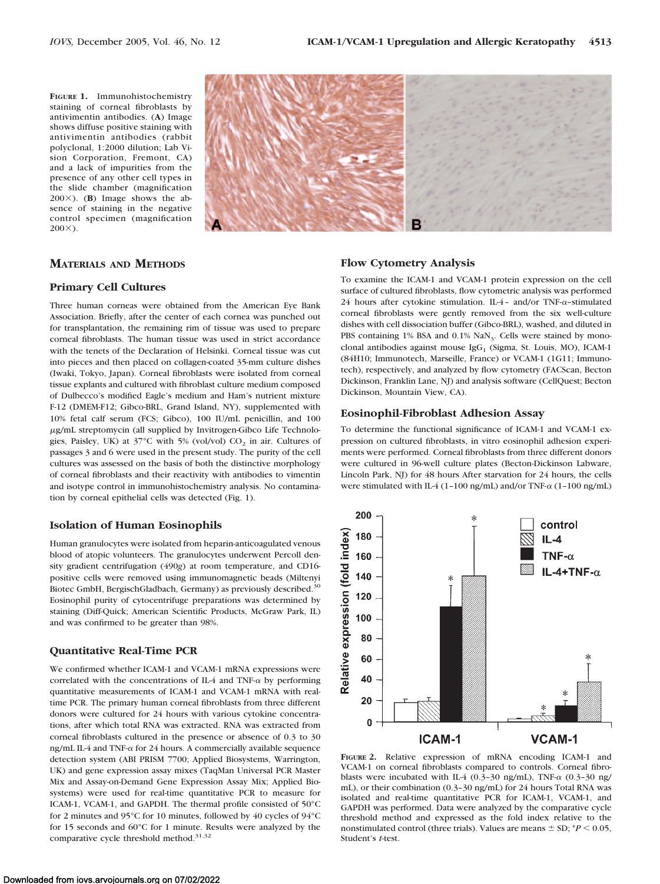**FIGURE 1.** Immunohistochemistry staining of corneal fibroblasts by antivimentin antibodies. (**A**) Image shows diffuse positive staining with antivimentin antibodies (rabbit polyclonal, 1:2000 dilution; Lab Vision Corporation, Fremont, CA) and a lack of impurities from the presence of any other cell types in the slide chamber (magnification 200×). (**B**) Image shows the absence of staining in the negative control specimen (magnification 200×).

## MATERIALS AND METHODS

### Primary Cell Cultures

Three human corneas were obtained from the American Eye Bank Association. Briefly, after the center of each cornea was punched out for transplantation, the remaining rim of tissue was used to prepare corneal fibroblasts. The human tissue was used in strict accordance with the tenets of the Declaration of Helsinki. Corneal tissue was cut into pieces and then placed on collagen-coated 35-mm culture dishes (Iwaki, Tokyo, Japan). Corneal fibroblasts were isolated from corneal tissue explants and cultured with fibroblast culture medium composed of Dulbecco's modified Eagle's medium and Ham's nutrient mixture F-12 (DMEM-F12; Gibco-BRL, Grand Island, NY), supplemented with 10% fetal calf serum (FCS; Gibco), 100 IU/mL penicillin, and 100 μg/mL streptomycin (all supplied by Invitrogen-Gibco Life Technologies, Paisley, UK) at 37°C with 5% (vol/vol) $CO_2$ in air. Cultures of passages 3 and 6 were used in the present study. The purity of the cell cultures was assessed on the basis of both the distinctive morphology of corneal fibroblasts and their reactivity with antibodies to vimentin and isotype control in immunohistochemistry analysis. No contamination by corneal epithelial cells was detected (Fig. 1).

### Isolation of Human Eosinophils

Human granulocytes were isolated from heparin-anticoagulated venous blood of atopic volunteers. The granulocytes underwent Percoll density gradient centrifugation (490*g*) at room temperature, and CD16-positive cells were removed using immunomagnetic beads (Miltenyi Biotec GmbH, BergischGladbach, Germany) as previously described.[30] Eosinophil purity of cytocentrifuge preparations was determined by staining (Diff-Quick; American Scientific Products, McGraw Park, IL) and was confirmed to be greater than 98%.

### Quantitative Real-Time PCR

We confirmed whether ICAM-1 and VCAM-1 mRNA expressions were correlated with the concentrations of IL-4 and TNF-α by performing quantitative measurements of ICAM-1 and VCAM-1 mRNA with real-time PCR. The primary human corneal fibroblasts from three different donors were cultured for 24 hours with various cytokine concentrations, after which total RNA was extracted. RNA was extracted from corneal fibroblasts cultured in the presence or absence of 0.3 to 30 ng/mL IL-4 and TNF-α for 24 hours. A commercially available sequence detection system (ABI PRISM 7700; Applied Biosystems, Warrington, UK) and gene expression assay mixes (TaqMan Universal PCR Master Mix and Assay-on-Demand Gene Expression Assay Mix; Applied Biosystems) were used for real-time quantitative PCR to measure for ICAM-1, VCAM-1, and GAPDH. The thermal profile consisted of 50°C for 2 minutes and 95°C for 10 minutes, followed by 40 cycles of 94°C for 15 seconds and 60°C for 1 minute. Results were analyzed by the comparative cycle threshold method.[31,32]

### Flow Cytometry Analysis

To examine the ICAM-1 and VCAM-1 protein expression on the cell surface of cultured fibroblasts, flow cytometric analysis was performed 24 hours after cytokine stimulation. IL-4– and/or TNF-α–stimulated corneal fibroblasts were gently removed from the six well-culture dishes with cell dissociation buffer (Gibco-BRL), washed, and diluted in PBS containing 1% BSA and 0.1% $NaN_3$. Cells were stained by monoclonal antibodies against mouse $IgG_1$ (Sigma, St. Louis, MO), ICAM-1 (84H10; Immunotech, Marseille, France) or VCAM-1 (1G11; Immunotech), respectively, and analyzed by flow cytometry (FACScan, Becton Dickinson, Franklin Lane, NJ) and analysis software (CellQuest; Becton Dickinson, Mountain View, CA).

### Eosinophil-Fibroblast Adhesion Assay

To determine the functional significance of ICAM-1 and VCAM-1 expression on cultured fibroblasts, in vitro eosinophil adhesion experiments were performed. Corneal fibroblasts from three different donors were cultured in 96-well culture plates (Becton-Dickinson Labware, Lincoln Park, NJ) for 48 hours After starvation for 24 hours, the cells were stimulated with IL-4 (1–100 ng/mL) and/or TNF-α (1–100 ng/mL)

**FIGURE 2.** Relative expression of mRNA encoding ICAM-1 and VCAM-1 on corneal fibroblasts compared to controls. Corneal fibroblasts were incubated with IL-4 (0.3–30 ng/mL), TNF-α (0.3–30 ng/mL), or their combination (0.3–30 ng/mL) for 24 hours Total RNA was isolated and real-time quantitative PCR for ICAM-1, VCAM-1, and GAPDH was performed. Data were analyzed by the comparative cycle threshold method and expressed as the fold index relative to the nonstimulated control (three trials). Values are means ± SD; *$P < 0.05$, Student's *t*-test.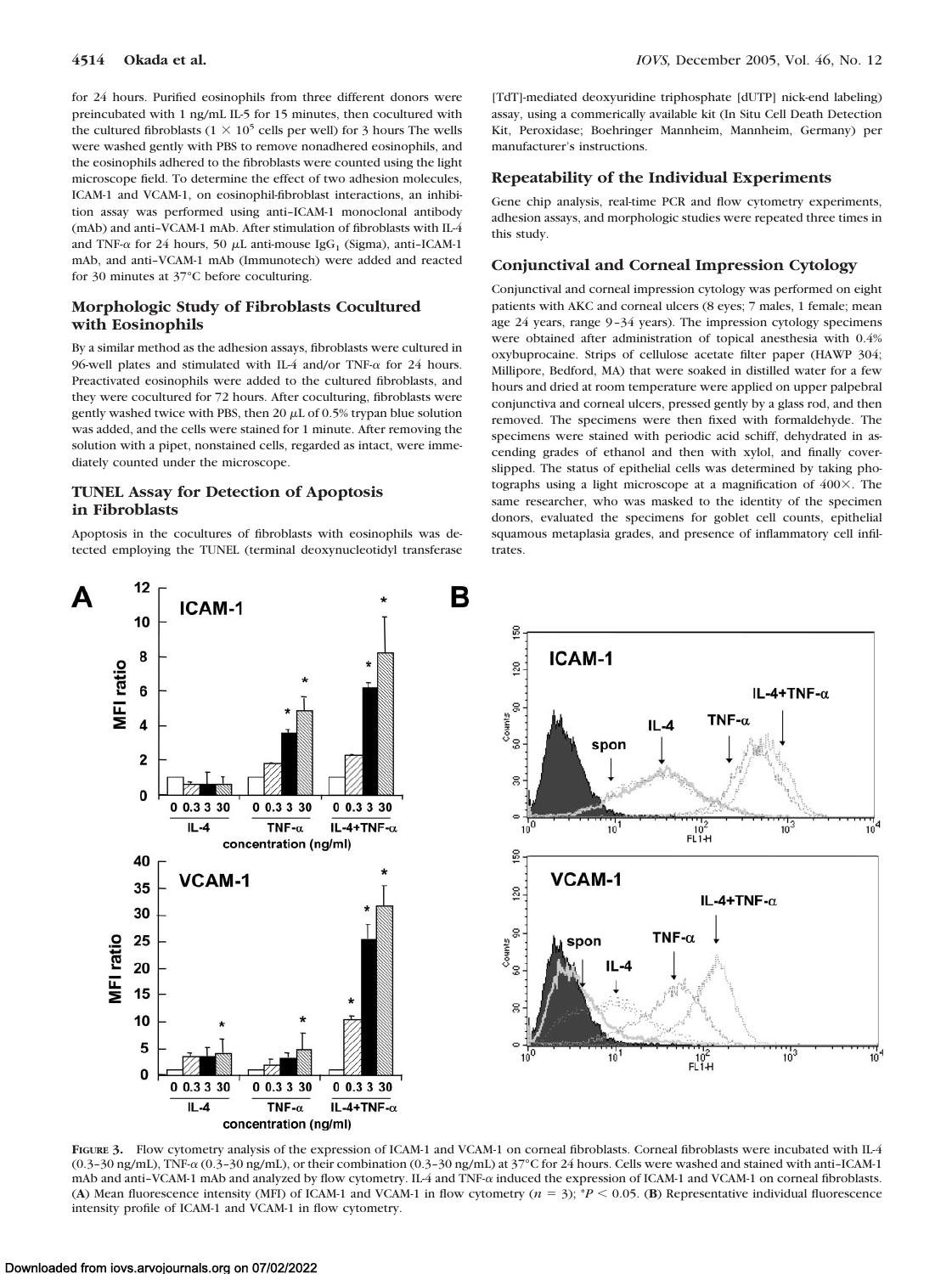for 24 hours. Purified eosinophils from three different donors were preincubated with 1 ng/mL IL-5 for 15 minutes, then cocultured with the cultured fibroblasts ($1 \times 10^5$ cells per well) for 3 hours The wells were washed gently with PBS to remove nonadhered eosinophils, and the eosinophils adhered to the fibroblasts were counted using the light microscope field. To determine the effect of two adhesion molecules, ICAM-1 and VCAM-1, on eosinophil-fibroblast interactions, an inhibition assay was performed using anti–ICAM-1 monoclonal antibody (mAb) and anti–VCAM-1 mAb. After stimulation of fibroblasts with IL-4 and TNF-α for 24 hours, 50 μL anti-mouse $IgG_1$ (Sigma), anti–ICAM-1 mAb, and anti–VCAM-1 mAb (Immunotech) were added and reacted for 30 minutes at 37°C before coculturing.

### Morphologic Study of Fibroblasts Cocultured with Eosinophils

By a similar method as the adhesion assays, fibroblasts were cultured in 96-well plates and stimulated with IL-4 and/or TNF-α for 24 hours. Preactivated eosinophils were added to the cultured fibroblasts, and they were cocultured for 72 hours. After coculturing, fibroblasts were gently washed twice with PBS, then 20 μL of 0.5% trypan blue solution was added, and the cells were stained for 1 minute. After removing the solution with a pipet, nonstained cells, regarded as intact, were immediately counted under the microscope.

### TUNEL Assay for Detection of Apoptosis in Fibroblasts

Apoptosis in the cocultures of fibroblasts with eosinophils was detected employing the TUNEL (terminal deoxynucleotidyl transferase [TdT]-mediated deoxyuridine triphosphate [dUTP] nick-end labeling) assay, using a commerically available kit (In Situ Cell Death Detection Kit, Peroxidase; Boehringer Mannheim, Mannheim, Germany) per manufacturer's instructions.

### Repeatability of the Individual Experiments

Gene chip analysis, real-time PCR and flow cytometry experiments, adhesion assays, and morphologic studies were repeated three times in this study.

### Conjunctival and Corneal Impression Cytology

Conjunctival and corneal impression cytology was performed on eight patients with AKC and corneal ulcers (8 eyes; 7 males, 1 female; mean age 24 years, range 9–34 years). The impression cytology specimens were obtained after administration of topical anesthesia with 0.4% oxybuprocaine. Strips of cellulose acetate filter paper (HAWP 304; Millipore, Bedford, MA) that were soaked in distilled water for a few hours and dried at room temperature were applied on upper palpebral conjunctiva and corneal ulcers, pressed gently by a glass rod, and then removed. The specimens were then fixed with formaldehyde. The specimens were stained with periodic acid schiff, dehydrated in ascending grades of ethanol and then with xylol, and finally coverslipped. The status of epithelial cells was determined by taking photographs using a light microscope at a magnification of 400×. The same researcher, who was masked to the identity of the specimen donors, evaluated the specimens for goblet cell counts, epithelial squamous metaplasia grades, and presence of inflammatory cell infiltrates.

**FIGURE 3.** Flow cytometry analysis of the expression of ICAM-1 and VCAM-1 on corneal fibroblasts. Corneal fibroblasts were incubated with IL-4 (0.3–30 ng/mL), TNF-α (0.3–30 ng/mL), or their combination (0.3–30 ng/mL) at 37°C for 24 hours. Cells were washed and stained with anti–ICAM-1 mAb and anti–VCAM-1 mAb and analyzed by flow cytometry. IL-4 and TNF-α induced the expression of ICAM-1 and VCAM-1 on corneal fibroblasts. (**A**) Mean fluorescence intensity (MFI) of ICAM-1 and VCAM-1 in flow cytometry ($n = 3$); $^*P < 0.05$. (**B**) Representative individual fluorescence intensity profile of ICAM-1 and VCAM-1 in flow cytometry.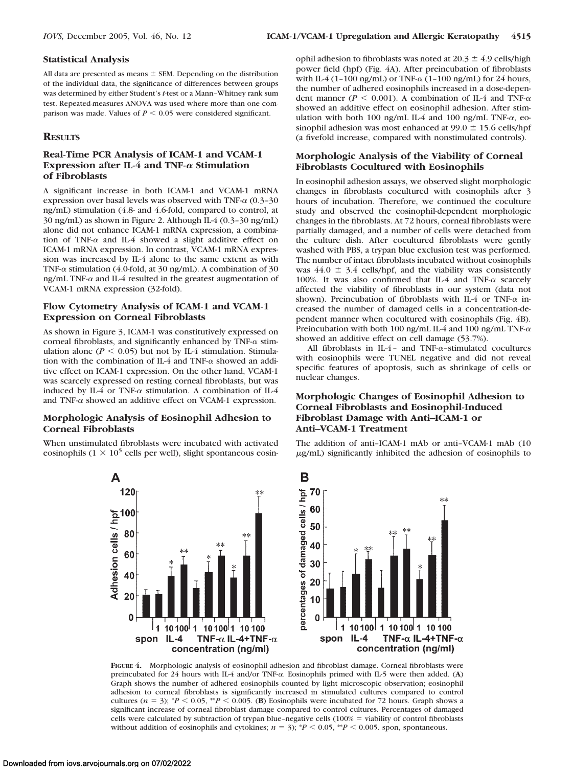### Statistical Analysis

All data are presented as means ± SEM. Depending on the distribution of the individual data, the significance of differences between groups was determined by either Student's *t*-test or a Mann–Whitney rank sum test. Repeated-measures ANOVA was used where more than one comparison was made. Values of $P < 0.05$ were considered significant.

## RESULTS

### Real-Time PCR Analysis of ICAM-1 and VCAM-1 Expression after IL-4 and TNF-α Stimulation of Fibroblasts

A significant increase in both ICAM-1 and VCAM-1 mRNA expression over basal levels was observed with TNF-α (0.3–30 ng/mL) stimulation (4.8- and 4.6-fold, compared to control, at 30 ng/mL) as shown in Figure 2. Although IL-4 (0.3–30 ng/mL) alone did not enhance ICAM-1 mRNA expression, a combination of TNF-α and IL-4 showed a slight additive effect on ICAM-1 mRNA expression. In contrast, VCAM-1 mRNA expression was increased by IL-4 alone to the same extent as with TNF-α stimulation (4.0-fold, at 30 ng/mL). A combination of 30 ng/mL TNF-α and IL-4 resulted in the greatest augmentation of VCAM-1 mRNA expression (32-fold).

### Flow Cytometry Analysis of ICAM-1 and VCAM-1 Expression on Corneal Fibroblasts

As shown in Figure 3, ICAM-1 was constitutively expressed on corneal fibroblasts, and significantly enhanced by TNF-α stimulation alone ($P < 0.05$) but not by IL-4 stimulation. Stimulation with the combination of IL-4 and TNF-α showed an additive effect on ICAM-1 expression. On the other hand, VCAM-1 was scarcely expressed on resting corneal fibroblasts, but was induced by IL-4 or TNF-α stimulation. A combination of IL-4 and TNF-α showed an additive effect on VCAM-1 expression.

### Morphologic Analysis of Eosinophil Adhesion to Corneal Fibroblasts

When unstimulated fibroblasts were incubated with activated eosinophils ($1 \times 10^5$ cells per well), slight spontaneous eosinophil adhesion to fibroblasts was noted at 20.3 ± 4.9 cells/high power field (hpf) (Fig. 4A). After preincubation of fibroblasts with IL-4 (1–100 ng/mL) or TNF-α (1–100 ng/mL) for 24 hours, the number of adhered eosinophils increased in a dose-dependent manner ($P < 0.001$). A combination of IL-4 and TNF-α showed an additive effect on eosinophil adhesion. After stimulation with both 100 ng/mL IL-4 and 100 ng/mL TNF-α, eosinophil adhesion was most enhanced at 99.0 ± 15.6 cells/hpf (a fivefold increase, compared with nonstimulated controls).

### Morphologic Analysis of the Viability of Corneal Fibroblasts Cocultured with Eosinophils

In eosinophil adhesion assays, we observed slight morphologic changes in fibroblasts cocultured with eosinophils after 3 hours of incubation. Therefore, we continued the coculture study and observed the eosinophil-dependent morphologic changes in the fibroblasts. At 72 hours, corneal fibroblasts were partially damaged, and a number of cells were detached from the culture dish. After cocultured fibroblasts were gently washed with PBS, a trypan blue exclusion test was performed. The number of intact fibroblasts incubated without eosinophils was 44.0 ± 3.4 cells/hpf, and the viability was consistently 100%. It was also confirmed that IL-4 and TNF-α scarcely affected the viability of fibroblasts in our system (data not shown). Preincubation of fibroblasts with IL-4 or TNF-α increased the number of damaged cells in a concentration-dependent manner when cocultured with eosinophils (Fig. 4B). Preincubation with both 100 ng/mL IL-4 and 100 ng/mL TNF-α showed an additive effect on cell damage (53.7%).

All fibroblasts in IL-4– and TNF-α–stimulated cocultures with eosinophils were TUNEL negative and did not reveal specific features of apoptosis, such as shrinkage of cells or nuclear changes.

### Morphologic Changes of Eosinophil Adhesion to Corneal Fibroblasts and Eosinophil-Induced Fibroblast Damage with Anti–ICAM-1 or Anti–VCAM-1 Treatment

The addition of anti–ICAM-1 mAb or anti–VCAM-1 mAb (10 μg/mL) significantly inhibited the adhesion of eosinophils to

**FIGURE 4.** Morphologic analysis of eosinophil adhesion and fibroblast damage. Corneal fibroblasts were preincubated for 24 hours with IL-4 and/or TNF-α. Eosinophils primed with IL-5 were then added. (**A**) Graph shows the number of adhered eosinophils counted by light microscopic observation; eosinophil adhesion to corneal fibroblasts is significantly increased in stimulated cultures compared to control cultures ($n = 3$); \*$P < 0.05$, \*\*$P < 0.005$. (**B**) Eosinophils were incubated for 72 hours. Graph shows a significant increase of corneal fibroblast damage compared to control cultures. Percentages of damaged cells were calculated by subtraction of trypan blue–negative cells (100% = viability of control fibroblasts without addition of eosinophils and cytokines; $n = 3$); \*$P < 0.05$, \*\*$P < 0.005$. spon, spontaneous.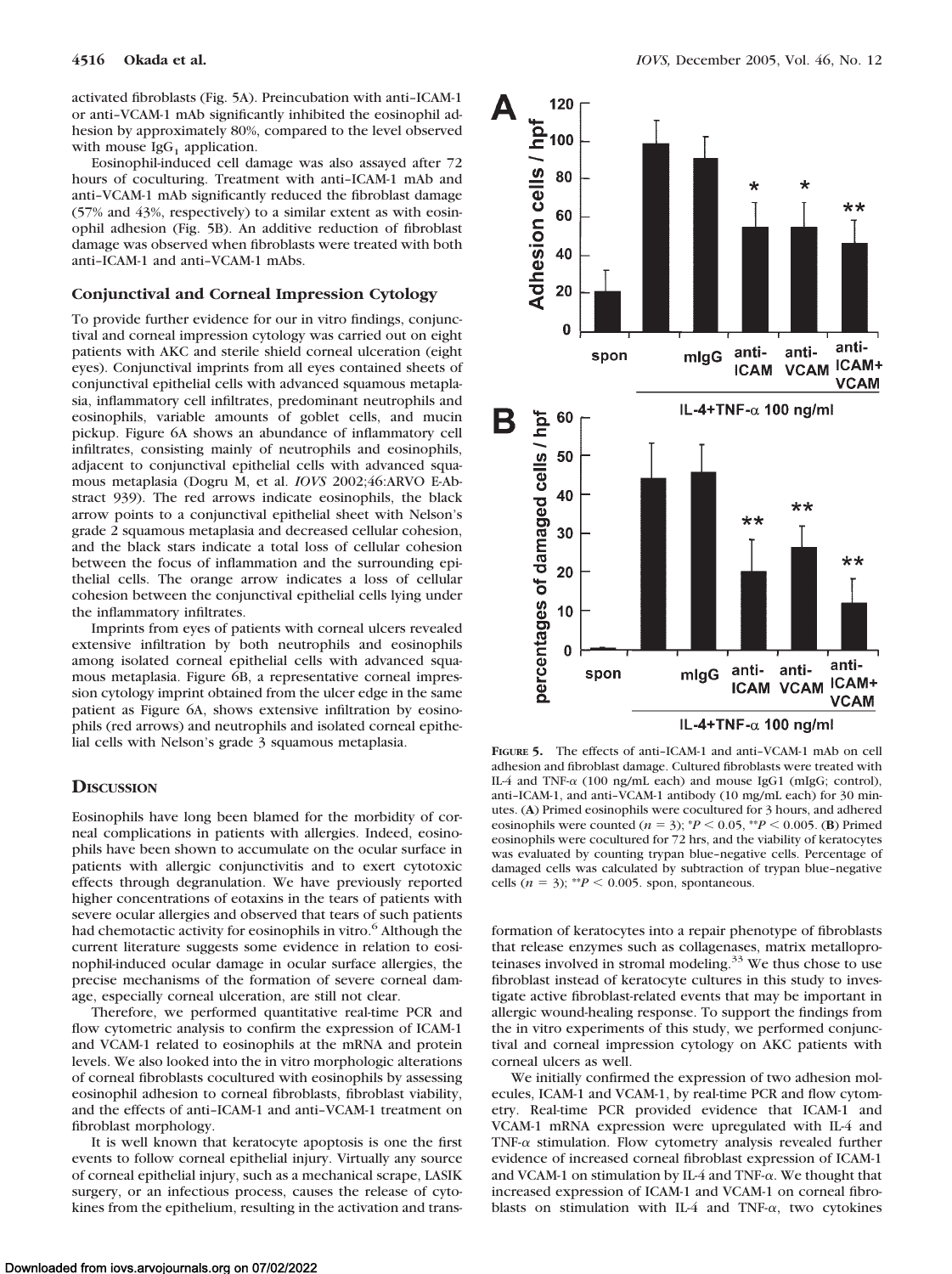activated fibroblasts (Fig. 5A). Preincubation with anti–ICAM-1 or anti–VCAM-1 mAb significantly inhibited the eosinophil adhesion by approximately 80%, compared to the level observed with mouse $IgG_1$ application.

Eosinophil-induced cell damage was also assayed after 72 hours of coculturing. Treatment with anti–ICAM-1 mAb and anti–VCAM-1 mAb significantly reduced the fibroblast damage (57% and 43%, respectively) to a similar extent as with eosinophil adhesion (Fig. 5B). An additive reduction of fibroblast damage was observed when fibroblasts were treated with both anti–ICAM-1 and anti–VCAM-1 mAbs.

### Conjunctival and Corneal Impression Cytology

To provide further evidence for our in vitro findings, conjunctival and corneal impression cytology was carried out on eight patients with AKC and sterile shield corneal ulceration (eight eyes). Conjunctival imprints from all eyes contained sheets of conjunctival epithelial cells with advanced squamous metaplasia, inflammatory cell infiltrates, predominant neutrophils and eosinophils, variable amounts of goblet cells, and mucin pickup. Figure 6A shows an abundance of inflammatory cell infiltrates, consisting mainly of neutrophils and eosinophils, adjacent to conjunctival epithelial cells with advanced squamous metaplasia (Dogru M, et al. *IOVS* 2002;46:ARVO E-Abstract 939). The red arrows indicate eosinophils, the black arrow points to a conjunctival epithelial sheet with Nelson's grade 2 squamous metaplasia and decreased cellular cohesion, and the black stars indicate a total loss of cellular cohesion between the focus of inflammation and the surrounding epithelial cells. The orange arrow indicates a loss of cellular cohesion between the conjunctival epithelial cells lying under the inflammatory infiltrates.

Imprints from eyes of patients with corneal ulcers revealed extensive infiltration by both neutrophils and eosinophils among isolated corneal epithelial cells with advanced squamous metaplasia. Figure 6B, a representative corneal impression cytology imprint obtained from the ulcer edge in the same patient as Figure 6A, shows extensive infiltration by eosinophils (red arrows) and neutrophils and isolated corneal epithelial cells with Nelson's grade 3 squamous metaplasia.

**FIGURE 5.** The effects of anti–ICAM-1 and anti–VCAM-1 mAb on cell adhesion and fibroblast damage. Cultured fibroblasts were treated with IL-4 and TNF-α (100 ng/mL each) and mouse IgG1 (mIgG; control), anti–ICAM-1, and anti–VCAM-1 antibody (10 mg/mL each) for 30 minutes. (**A**) Primed eosinophils were cocultured for 3 hours, and adhered eosinophils were counted ($n = 3$); $^{*}P < 0.05$, $^{**}P < 0.005$. (**B**) Primed eosinophils were cocultured for 72 hrs, and the viability of keratocytes was evaluated by counting trypan blue–negative cells. Percentage of damaged cells was calculated by subtraction of trypan blue–negative cells ($n = 3$); $^{**}P < 0.005$. spon, spontaneous.

## Discussion

Eosinophils have long been blamed for the morbidity of corneal complications in patients with allergies. Indeed, eosinophils have been shown to accumulate on the ocular surface in patients with allergic conjunctivitis and to exert cytotoxic effects through degranulation. We have previously reported higher concentrations of eotaxins in the tears of patients with severe ocular allergies and observed that tears of such patients had chemotactic activity for eosinophils in vitro.[6] Although the current literature suggests some evidence in relation to eosinophil-induced ocular damage in ocular surface allergies, the precise mechanisms of the formation of severe corneal damage, especially corneal ulceration, are still not clear.

Therefore, we performed quantitative real-time PCR and flow cytometric analysis to confirm the expression of ICAM-1 and VCAM-1 related to eosinophils at the mRNA and protein levels. We also looked into the in vitro morphologic alterations of corneal fibroblasts cocultured with eosinophils by assessing eosinophil adhesion to corneal fibroblasts, fibroblast viability, and the effects of anti–ICAM-1 and anti–VCAM-1 treatment on fibroblast morphology.

It is well known that keratocyte apoptosis is one the first events to follow corneal epithelial injury. Virtually any source of corneal epithelial injury, such as a mechanical scrape, LASIK surgery, or an infectious process, causes the release of cytokines from the epithelium, resulting in the activation and transformation of keratocytes into a repair phenotype of fibroblasts that release enzymes such as collagenases, matrix metalloproteinases involved in stromal modeling.[33] We thus chose to use fibroblast instead of keratocyte cultures in this study to investigate active fibroblast-related events that may be important in allergic wound-healing response. To support the findings from the in vitro experiments of this study, we performed conjunctival and corneal impression cytology on AKC patients with corneal ulcers as well.

We initially confirmed the expression of two adhesion molecules, ICAM-1 and VCAM-1, by real-time PCR and flow cytometry. Real-time PCR provided evidence that ICAM-1 and VCAM-1 mRNA expression were upregulated with IL-4 and TNF-α stimulation. Flow cytometry analysis revealed further evidence of increased corneal fibroblast expression of ICAM-1 and VCAM-1 on stimulation by IL-4 and TNF-α. We thought that increased expression of ICAM-1 and VCAM-1 on corneal fibroblasts on stimulation with IL-4 and TNF-α, two cytokines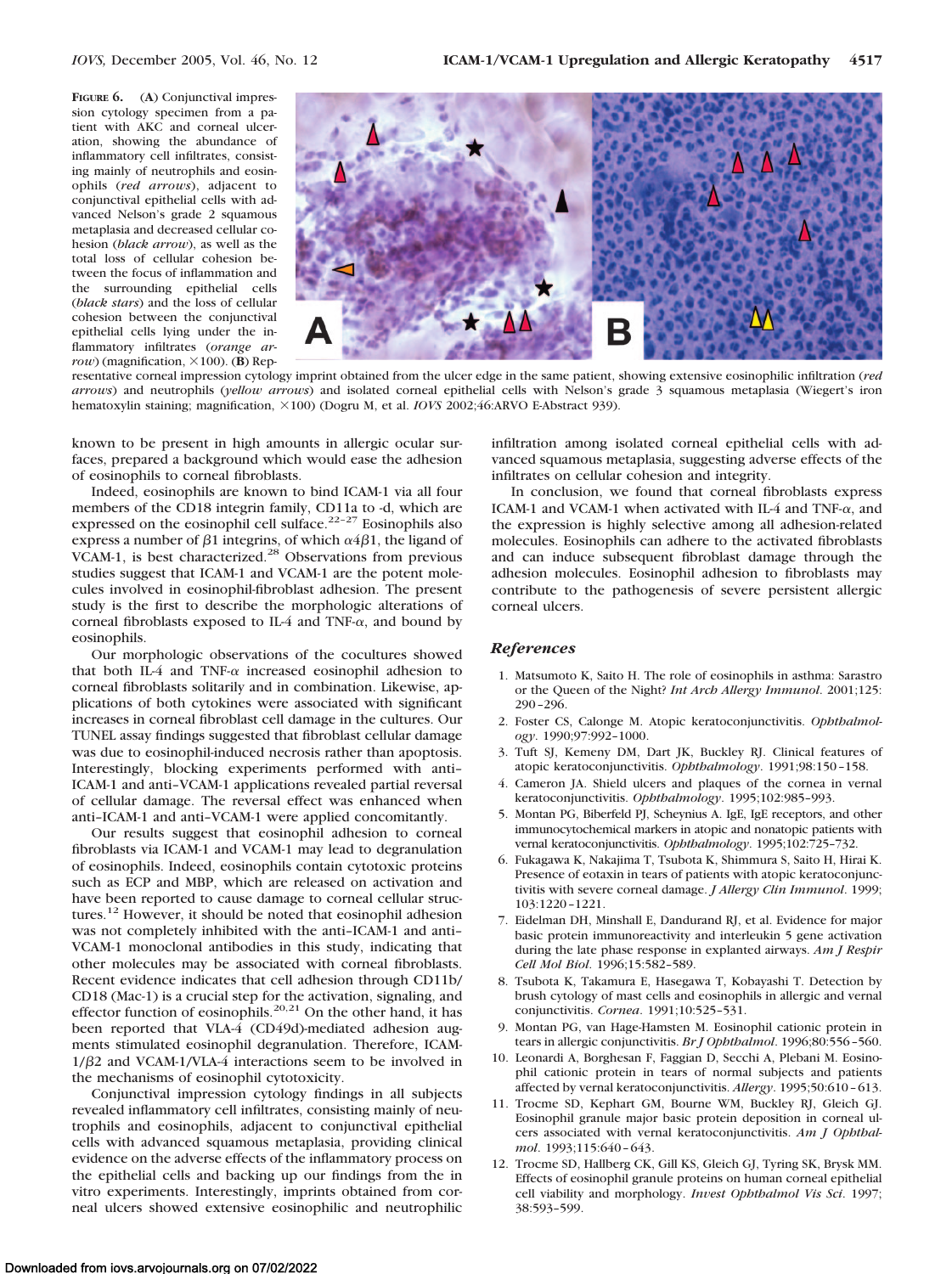**FIGURE 6.** (**A**) Conjunctival impression cytology specimen from a patient with AKC and corneal ulceration, showing the abundance of inflammatory cell infiltrates, consisting mainly of neutrophils and eosinophils (*red arrows*), adjacent to conjunctival epithelial cells with advanced Nelson's grade 2 squamous metaplasia and decreased cellular cohesion (*black arrow*), as well as the total loss of cellular cohesion between the focus of inflammation and the surrounding epithelial cells (*black stars*) and the loss of cellular cohesion between the conjunctival epithelial cells lying under the inflammatory infiltrates (*orange arrow*) (magnification, ×100). (**B**) Representative corneal impression cytology imprint obtained from the ulcer edge in the same patient, showing extensive eosinophilic infiltration (*red arrows*) and neutrophils (*yellow arrows*) and isolated corneal epithelial cells with Nelson's grade 3 squamous metaplasia (Wiegert's iron hematoxylin staining; magnification, ×100) (Dogru M, et al. *IOVS* 2002;46:ARVO E-Abstract 939).

known to be present in high amounts in allergic ocular surfaces, prepared a background which would ease the adhesion of eosinophils to corneal fibroblasts.

Indeed, eosinophils are known to bind ICAM-1 via all four members of the CD18 integrin family, CD11a to -d, which are expressed on the eosinophil cell sulface.[22–27] Eosinophils also express a number of $\beta$1 integrins, of which $\alpha 4\beta 1$, the ligand of VCAM-1, is best characterized.[28] Observations from previous studies suggest that ICAM-1 and VCAM-1 are the potent molecules involved in eosinophil-fibroblast adhesion. The present study is the first to describe the morphologic alterations of corneal fibroblasts exposed to IL-4 and TNF-$\alpha$, and bound by eosinophils.

Our morphologic observations of the cocultures showed that both IL-4 and TNF-$\alpha$ increased eosinophil adhesion to corneal fibroblasts solitarily and in combination. Likewise, applications of both cytokines were associated with significant increases in corneal fibroblast cell damage in the cultures. Our TUNEL assay findings suggested that fibroblast cellular damage was due to eosinophil-induced necrosis rather than apoptosis. Interestingly, blocking experiments performed with anti–ICAM-1 and anti–VCAM-1 applications revealed partial reversal of cellular damage. The reversal effect was enhanced when anti–ICAM-1 and anti–VCAM-1 were applied concomitantly.

Our results suggest that eosinophil adhesion to corneal fibroblasts via ICAM-1 and VCAM-1 may lead to degranulation of eosinophils. Indeed, eosinophils contain cytotoxic proteins such as ECP and MBP, which are released on activation and have been reported to cause damage to corneal cellular structures.[12] However, it should be noted that eosinophil adhesion was not completely inhibited with the anti–ICAM-1 and anti–VCAM-1 monoclonal antibodies in this study, indicating that other molecules may be associated with corneal fibroblasts. Recent evidence indicates that cell adhesion through CD11b/CD18 (Mac-1) is a crucial step for the activation, signaling, and effector function of eosinophils.[20,21] On the other hand, it has been reported that VLA-4 (CD49d)-mediated adhesion augments stimulated eosinophil degranulation. Therefore, ICAM-1/$\beta$2 and VCAM-1/VLA-4 interactions seem to be involved in the mechanisms of eosinophil cytotoxicity.

Conjunctival impression cytology findings in all subjects revealed inflammatory cell infiltrates, consisting mainly of neutrophils and eosinophils, adjacent to conjunctival epithelial cells with advanced squamous metaplasia, providing clinical evidence on the adverse effects of the inflammatory process on the epithelial cells and backing up our findings from the in vitro experiments. Interestingly, imprints obtained from corneal ulcers showed extensive eosinophilic and neutrophilic infiltration among isolated corneal epithelial cells with advanced squamous metaplasia, suggesting adverse effects of the infiltrates on cellular cohesion and integrity.

In conclusion, we found that corneal fibroblasts express ICAM-1 and VCAM-1 when activated with IL-4 and TNF-$\alpha$, and the expression is highly selective among all adhesion-related molecules. Eosinophils can adhere to the activated fibroblasts and can induce subsequent fibroblast damage through the adhesion molecules. Eosinophil adhesion to fibroblasts may contribute to the pathogenesis of severe persistent allergic corneal ulcers.

## References

1. Matsumoto K, Saito H. The role of eosinophils in asthma: Sarastro or the Queen of the Night? *Int Arch Allergy Immunol*. 2001;125:290–296.
2. Foster CS, Calonge M. Atopic keratoconjunctivitis. *Ophthalmology*. 1990;97:992–1000.
3. Tuft SJ, Kemeny DM, Dart JK, Buckley RJ. Clinical features of atopic keratoconjunctivitis. *Ophthalmology*. 1991;98:150–158.
4. Cameron JA. Shield ulcers and plaques of the cornea in vernal keratoconjunctivitis. *Ophthalmology*. 1995;102:985–993.
5. Montan PG, Biberfeld PJ, Scheynius A. IgE, IgE receptors, and other immunocytochemical markers in atopic and nonatopic patients with vernal keratoconjunctivitis. *Ophthalmology*. 1995;102:725–732.
6. Fukagawa K, Nakajima T, Tsubota K, Shimmura S, Saito H, Hirai K. Presence of eotaxin in tears of patients with atopic keratoconjunctivitis with severe corneal damage. *J Allergy Clin Immunol*. 1999;103:1220–1221.
7. Eidelman DH, Minshall E, Dandurand RJ, et al. Evidence for major basic protein immunoreactivity and interleukin 5 gene activation during the late phase response in explanted airways. *Am J Respir Cell Mol Biol*. 1996;15:582–589.
8. Tsubota K, Takamura E, Hasegawa T, Kobayashi T. Detection by brush cytology of mast cells and eosinophils in allergic and vernal conjunctivitis. *Cornea*. 1991;10:525–531.
9. Montan PG, van Hage-Hamsten M. Eosinophil cationic protein in tears in allergic conjunctivitis. *Br J Ophthalmol*. 1996;80:556–560.
10. Leonardi A, Borghesan F, Faggian D, Secchi A, Plebani M. Eosinophil cationic protein in tears of normal subjects and patients affected by vernal keratoconjunctivitis. *Allergy*. 1995;50:610–613.
11. Trocme SD, Kephart GM, Bourne WM, Buckley RJ, Gleich GJ. Eosinophil granule major basic protein deposition in corneal ulcers associated with vernal keratoconjunctivitis. *Am J Ophthalmol*. 1993;115:640–643.
12. Trocme SD, Hallberg CK, Gill KS, Gleich GJ, Tyring SK, Brysk MM. Effects of eosinophil granule proteins on human corneal epithelial cell viability and morphology. *Invest Ophthalmol Vis Sci*. 1997;38:593–599.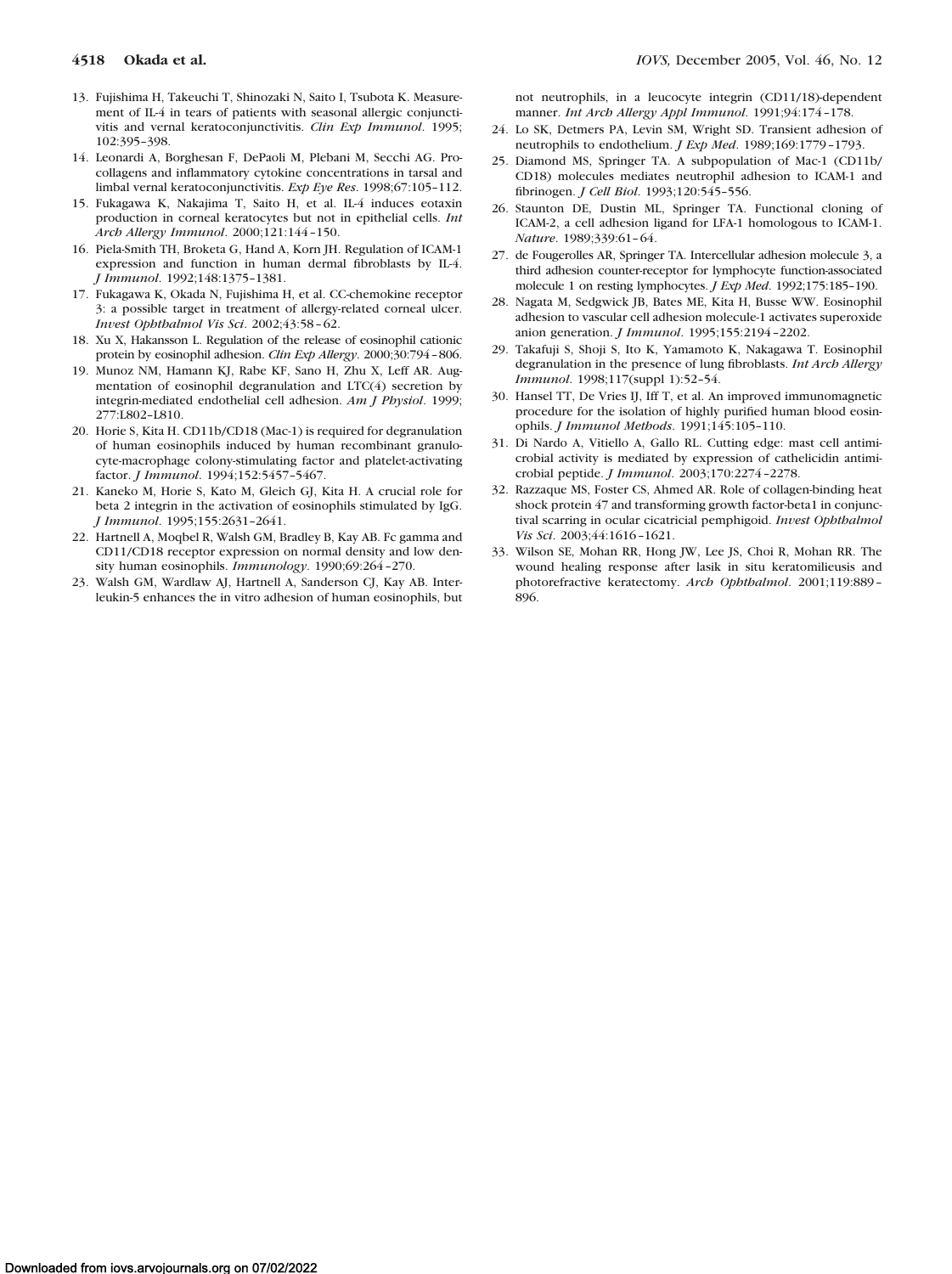13. Fujishima H, Takeuchi T, Shinozaki N, Saito I, Tsubota K. Measurement of IL-4 in tears of patients with seasonal allergic conjunctivitis and vernal keratoconjunctivitis. *Clin Exp Immunol*. 1995;102:395–398.
14. Leonardi A, Borghesan F, DePaoli M, Plebani M, Secchi AG. Procollagens and inflammatory cytokine concentrations in tarsal and limbal vernal keratoconjunctivitis. *Exp Eye Res*. 1998;67:105–112.
15. Fukagawa K, Nakajima T, Saito H, et al. IL-4 induces eotaxin production in corneal keratocytes but not in epithelial cells. *Int Arch Allergy Immunol*. 2000;121:144–150.
16. Piela-Smith TH, Broketa G, Hand A, Korn JH. Regulation of ICAM-1 expression and function in human dermal fibroblasts by IL-4. *J Immunol*. 1992;148:1375–1381.
17. Fukagawa K, Okada N, Fujishima H, et al. CC-chemokine receptor 3: a possible target in treatment of allergy-related corneal ulcer. *Invest Ophthalmol Vis Sci*. 2002;43:58–62.
18. Xu X, Hakansson L. Regulation of the release of eosinophil cationic protein by eosinophil adhesion. *Clin Exp Allergy*. 2000;30:794–806.
19. Munoz NM, Hamann KJ, Rabe KF, Sano H, Zhu X, Leff AR. Augmentation of eosinophil degranulation and LTC(4) secretion by integrin-mediated endothelial cell adhesion. *Am J Physiol*. 1999;277:L802–L810.
20. Horie S, Kita H. CD11b/CD18 (Mac-1) is required for degranulation of human eosinophils induced by human recombinant granulocyte-macrophage colony-stimulating factor and platelet-activating factor. *J Immunol*. 1994;152:5457–5467.
21. Kaneko M, Horie S, Kato M, Gleich GJ, Kita H. A crucial role for beta 2 integrin in the activation of eosinophils stimulated by IgG. *J Immunol*. 1995;155:2631–2641.
22. Hartnell A, Moqbel R, Walsh GM, Bradley B, Kay AB. Fc gamma and CD11/CD18 receptor expression on normal density and low density human eosinophils. *Immunology*. 1990;69:264–270.
23. Walsh GM, Wardlaw AJ, Hartnell A, Sanderson CJ, Kay AB. Interleukin-5 enhances the in vitro adhesion of human eosinophils, but not neutrophils, in a leucocyte integrin (CD11/18)-dependent manner. *Int Arch Allergy Appl Immunol*. 1991;94:174–178.
24. Lo SK, Detmers PA, Levin SM, Wright SD. Transient adhesion of neutrophils to endothelium. *J Exp Med*. 1989;169:1779–1793.
25. Diamond MS, Springer TA. A subpopulation of Mac-1 (CD11b/CD18) molecules mediates neutrophil adhesion to ICAM-1 and fibrinogen. *J Cell Biol*. 1993;120:545–556.
26. Staunton DE, Dustin ML, Springer TA. Functional cloning of ICAM-2, a cell adhesion ligand for LFA-1 homologous to ICAM-1. *Nature*. 1989;339:61–64.
27. de Fougerolles AR, Springer TA. Intercellular adhesion molecule 3, a third adhesion counter-receptor for lymphocyte function-associated molecule 1 on resting lymphocytes. *J Exp Med*. 1992;175:185–190.
28. Nagata M, Sedgwick JB, Bates ME, Kita H, Busse WW. Eosinophil adhesion to vascular cell adhesion molecule-1 activates superoxide anion generation. *J Immunol*. 1995;155:2194–2202.
29. Takafuji S, Shoji S, Ito K, Yamamoto K, Nakagawa T. Eosinophil degranulation in the presence of lung fibroblasts. *Int Arch Allergy Immunol*. 1998;117(suppl 1):52–54.
30. Hansel TT, De Vries IJ, Iff T, et al. An improved immunomagnetic procedure for the isolation of highly purified human blood eosinophils. *J Immunol Methods*. 1991;145:105–110.
31. Di Nardo A, Vitiello A, Gallo RL. Cutting edge: mast cell antimicrobial activity is mediated by expression of cathelicidin antimicrobial peptide. *J Immunol*. 2003;170:2274–2278.
32. Razzaque MS, Foster CS, Ahmed AR. Role of collagen-binding heat shock protein 47 and transforming growth factor-beta1 in conjunctival scarring in ocular cicatricial pemphigoid. *Invest Ophthalmol Vis Sci*. 2003;44:1616–1621.
33. Wilson SE, Mohan RR, Hong JW, Lee JS, Choi R, Mohan RR. The wound healing response after lasik in situ keratomilieusis and photorefractive keratectomy. *Arch Ophthalmol*. 2001;119:889–896.